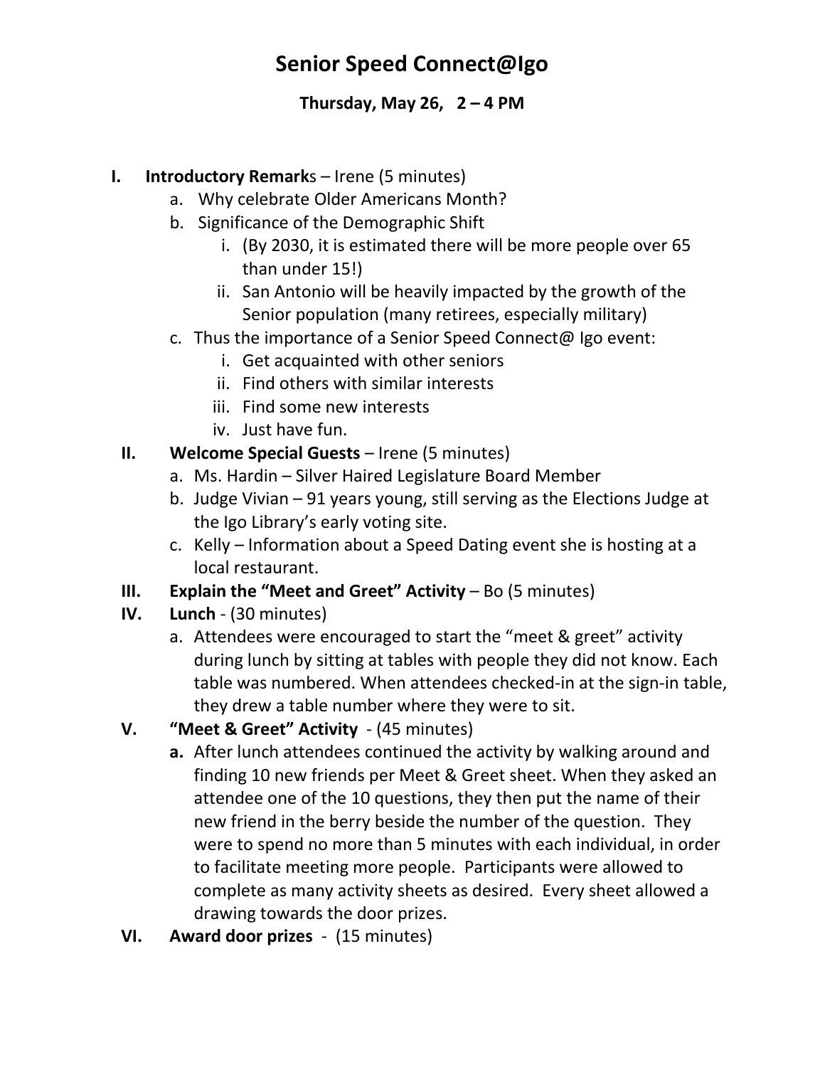# Senior Speed Connect@Igo

**Thursday, May 26, 2 – 4 PM**

I. **Introductory Remark**s – Irene (5 minutes)
   a. Why celebrate Older Americans Month?
   b. Significance of the Demographic Shift
      i. (By 2030, it is estimated there will be more people over 65 than under 15!)
      ii. San Antonio will be heavily impacted by the growth of the Senior population (many retirees, especially military)
   c. Thus the importance of a Senior Speed Connect@ Igo event:
      i. Get acquainted with other seniors
      ii. Find others with similar interests
      iii. Find some new interests
      iv. Just have fun.

II. **Welcome Special Guests** – Irene (5 minutes)
   a. Ms. Hardin – Silver Haired Legislature Board Member
   b. Judge Vivian – 91 years young, still serving as the Elections Judge at the Igo Library's early voting site.
   c. Kelly – Information about a Speed Dating event she is hosting at a local restaurant.

III. **Explain the "Meet and Greet" Activity** – Bo (5 minutes)

IV. **Lunch** - (30 minutes)
   a. Attendees were encouraged to start the "meet & greet" activity during lunch by sitting at tables with people they did not know. Each table was numbered. When attendees checked-in at the sign-in table, they drew a table number where they were to sit.

V. **"Meet & Greet" Activity** - (45 minutes)
   **a.** After lunch attendees continued the activity by walking around and finding 10 new friends per Meet & Greet sheet. When they asked an attendee one of the 10 questions, they then put the name of their new friend in the berry beside the number of the question. They were to spend no more than 5 minutes with each individual, in order to facilitate meeting more people. Participants were allowed to complete as many activity sheets as desired. Every sheet allowed a drawing towards the door prizes.

VI. **Award door prizes** - (15 minutes)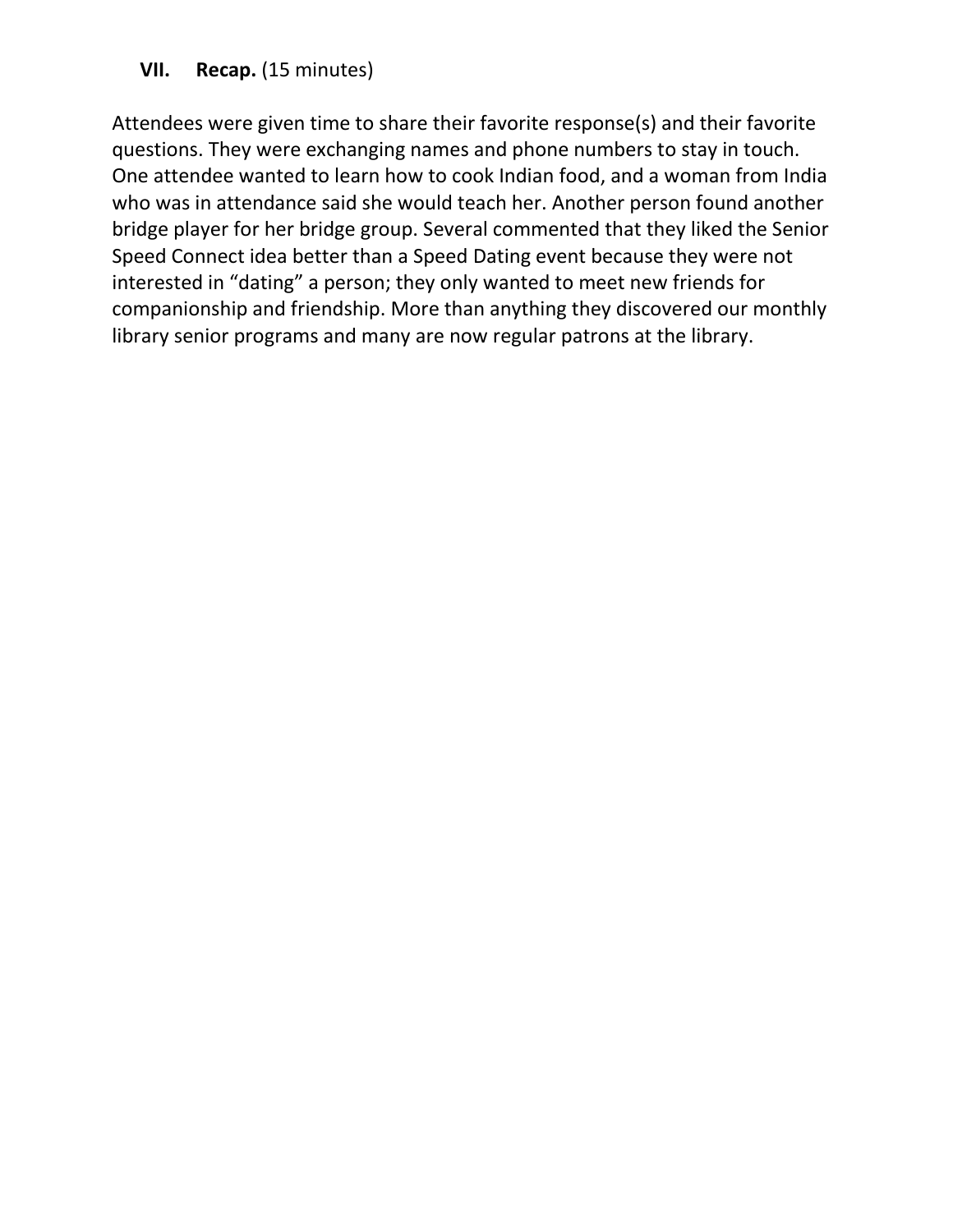### VII. **Recap.** (15 minutes)

Attendees were given time to share their favorite response(s) and their favorite questions. They were exchanging names and phone numbers to stay in touch. One attendee wanted to learn how to cook Indian food, and a woman from India who was in attendance said she would teach her. Another person found another bridge player for her bridge group. Several commented that they liked the Senior Speed Connect idea better than a Speed Dating event because they were not interested in "dating" a person; they only wanted to meet new friends for companionship and friendship. More than anything they discovered our monthly library senior programs and many are now regular patrons at the library.